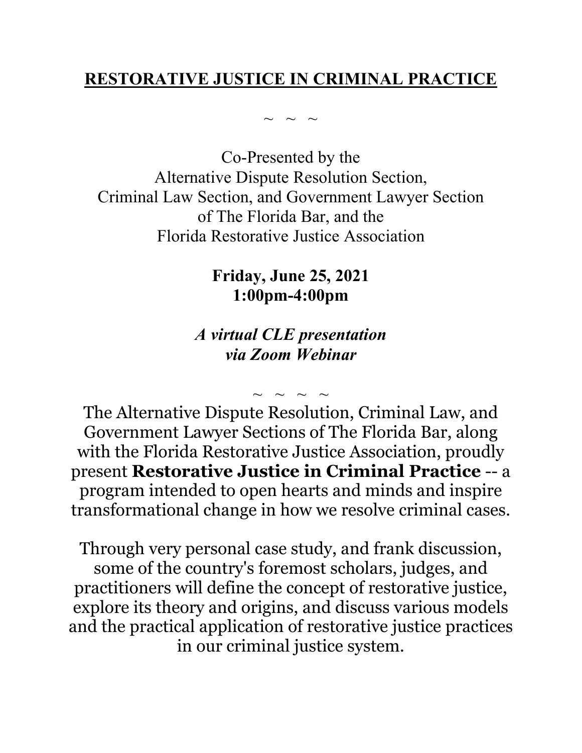# RESTORATIVE JUSTICE IN CRIMINAL PRACTICE

~ ~ ~

Co-Presented by the
Alternative Dispute Resolution Section,
Criminal Law Section, and Government Lawyer Section
of The Florida Bar, and the
Florida Restorative Justice Association

**Friday, June 25, 2021**
**1:00pm-4:00pm**

***A virtual CLE presentation***
***via Zoom Webinar***

~ ~ ~ ~

The Alternative Dispute Resolution, Criminal Law, and Government Lawyer Sections of The Florida Bar, along with the Florida Restorative Justice Association, proudly present **Restorative Justice in Criminal Practice** -- a program intended to open hearts and minds and inspire transformational change in how we resolve criminal cases.

Through very personal case study, and frank discussion, some of the country's foremost scholars, judges, and practitioners will define the concept of restorative justice, explore its theory and origins, and discuss various models and the practical application of restorative justice practices in our criminal justice system.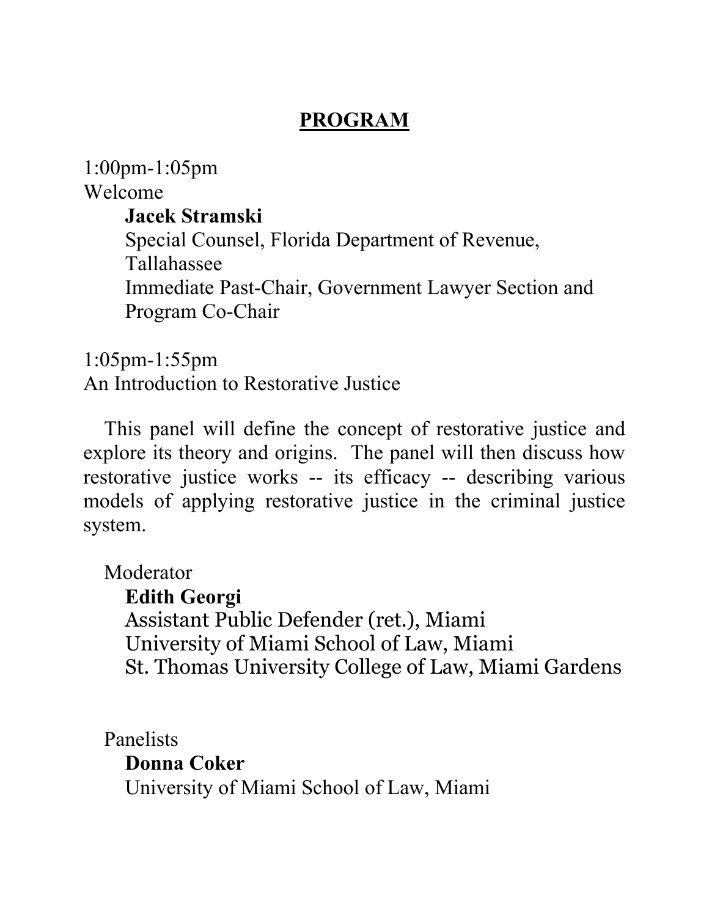## PROGRAM

1:00pm-1:05pm
Welcome

**Jacek Stramski**
Special Counsel, Florida Department of Revenue, Tallahassee
Immediate Past-Chair, Government Lawyer Section and Program Co-Chair

1:05pm-1:55pm
An Introduction to Restorative Justice

This panel will define the concept of restorative justice and explore its theory and origins. The panel will then discuss how restorative justice works -- its efficacy -- describing various models of applying restorative justice in the criminal justice system.

Moderator

**Edith Georgi**
Assistant Public Defender (ret.), Miami
University of Miami School of Law, Miami
St. Thomas University College of Law, Miami Gardens

Panelists

**Donna Coker**
University of Miami School of Law, Miami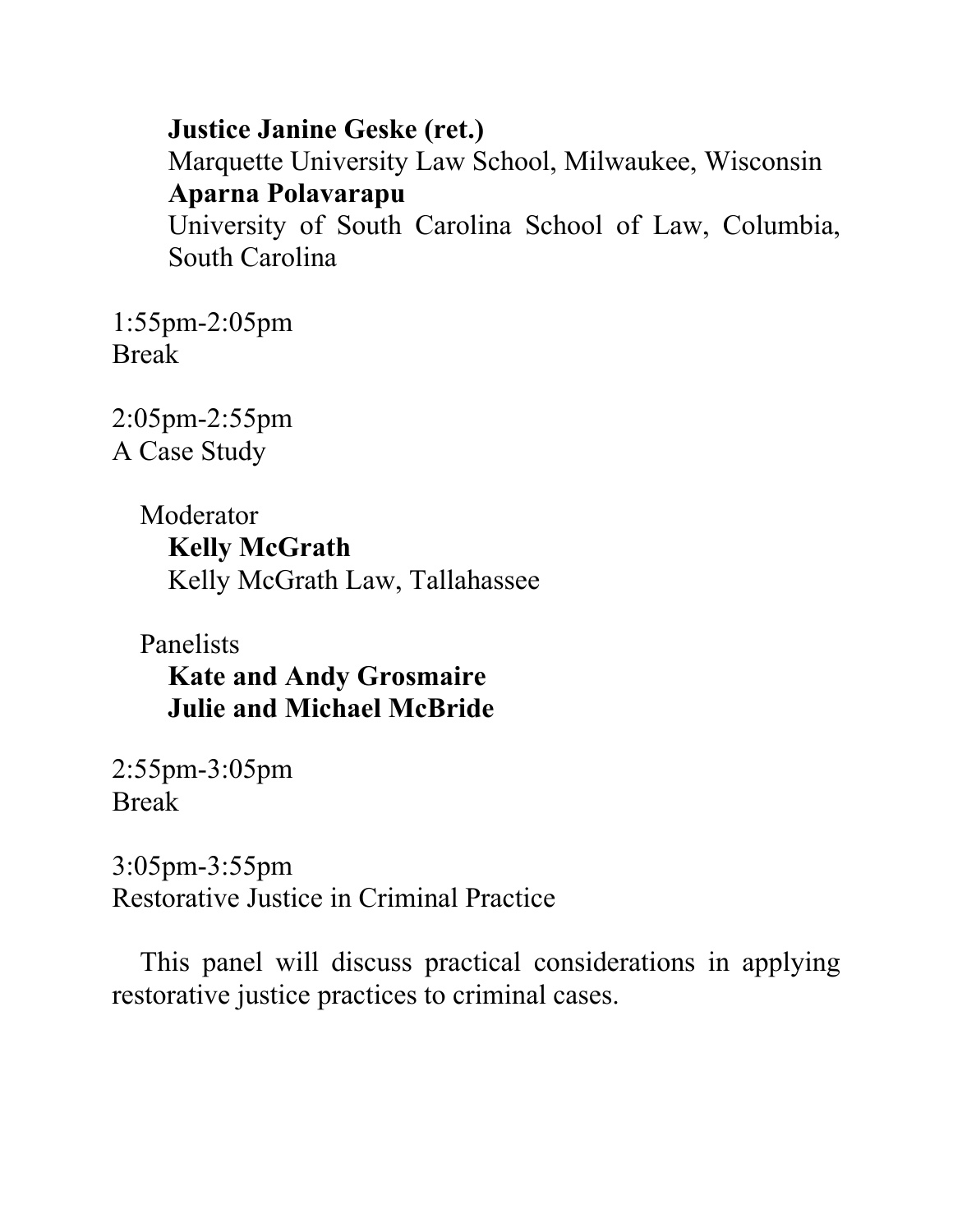**Justice Janine Geske (ret.)**
Marquette University Law School, Milwaukee, Wisconsin
**Aparna Polavarapu**
University of South Carolina School of Law, Columbia, South Carolina

1:55pm-2:05pm
Break

2:05pm-2:55pm
A Case Study

Moderator
**Kelly McGrath**
Kelly McGrath Law, Tallahassee

Panelists
**Kate and Andy Grosmaire**
**Julie and Michael McBride**

2:55pm-3:05pm
Break

3:05pm-3:55pm
Restorative Justice in Criminal Practice

This panel will discuss practical considerations in applying restorative justice practices to criminal cases.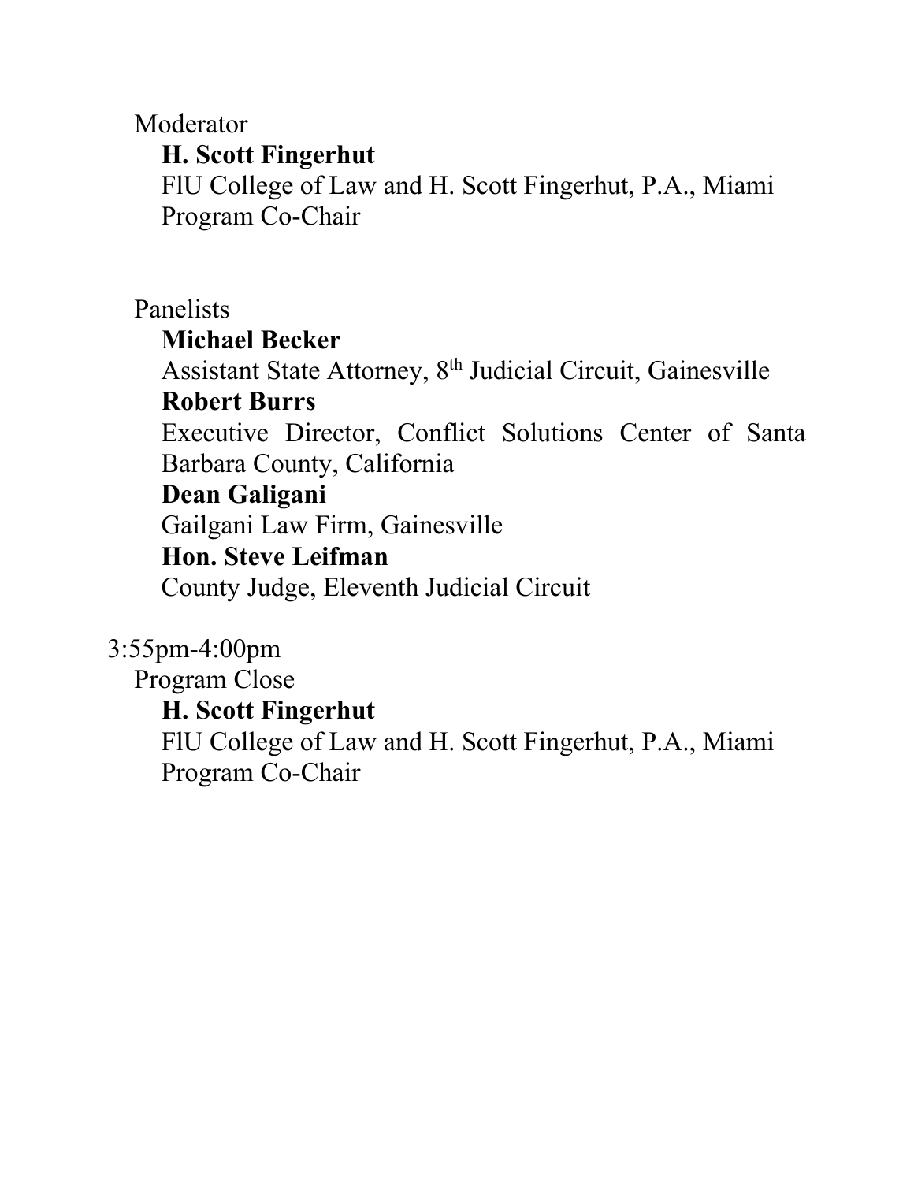Moderator

**H. Scott Fingerhut**
FlU College of Law and H. Scott Fingerhut, P.A., Miami
Program Co-Chair

Panelists

**Michael Becker**
Assistant State Attorney, 8th Judicial Circuit, Gainesville

**Robert Burrs**
Executive Director, Conflict Solutions Center of Santa Barbara County, California

**Dean Galigani**
Gailgani Law Firm, Gainesville

**Hon. Steve Leifman**
County Judge, Eleventh Judicial Circuit

3:55pm-4:00pm

Program Close

**H. Scott Fingerhut**
FlU College of Law and H. Scott Fingerhut, P.A., Miami
Program Co-Chair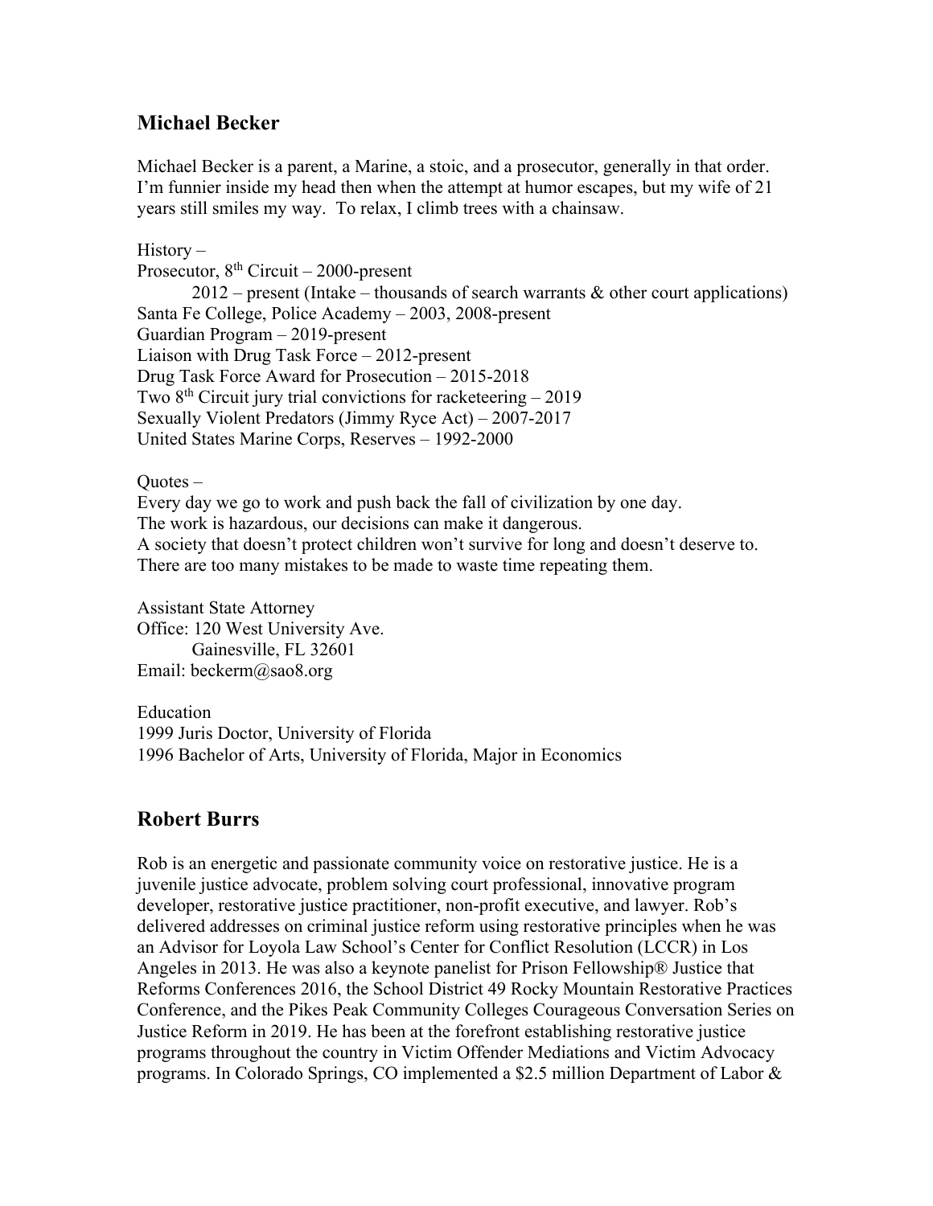## Michael Becker

Michael Becker is a parent, a Marine, a stoic, and a prosecutor, generally in that order. I'm funnier inside my head then when the attempt at humor escapes, but my wife of 21 years still smiles my way. To relax, I climb trees with a chainsaw.

History –
Prosecutor, 8th Circuit – 2000-present
    2012 – present (Intake – thousands of search warrants & other court applications)
Santa Fe College, Police Academy – 2003, 2008-present
Guardian Program – 2019-present
Liaison with Drug Task Force – 2012-present
Drug Task Force Award for Prosecution – 2015-2018
Two 8th Circuit jury trial convictions for racketeering – 2019
Sexually Violent Predators (Jimmy Ryce Act) – 2007-2017
United States Marine Corps, Reserves – 1992-2000

Quotes –
Every day we go to work and push back the fall of civilization by one day.
The work is hazardous, our decisions can make it dangerous.
A society that doesn't protect children won't survive for long and doesn't deserve to.
There are too many mistakes to be made to waste time repeating them.

Assistant State Attorney
Office: 120 West University Ave.
    Gainesville, FL 32601
Email: beckerm@sao8.org

Education
1999 Juris Doctor, University of Florida
1996 Bachelor of Arts, University of Florida, Major in Economics

## Robert Burrs

Rob is an energetic and passionate community voice on restorative justice. He is a juvenile justice advocate, problem solving court professional, innovative program developer, restorative justice practitioner, non-profit executive, and lawyer. Rob's delivered addresses on criminal justice reform using restorative principles when he was an Advisor for Loyola Law School's Center for Conflict Resolution (LCCR) in Los Angeles in 2013. He was also a keynote panelist for Prison Fellowship® Justice that Reforms Conferences 2016, the School District 49 Rocky Mountain Restorative Practices Conference, and the Pikes Peak Community Colleges Courageous Conversation Series on Justice Reform in 2019. He has been at the forefront establishing restorative justice programs throughout the country in Victim Offender Mediations and Victim Advocacy programs. In Colorado Springs, CO implemented a $2.5 million Department of Labor &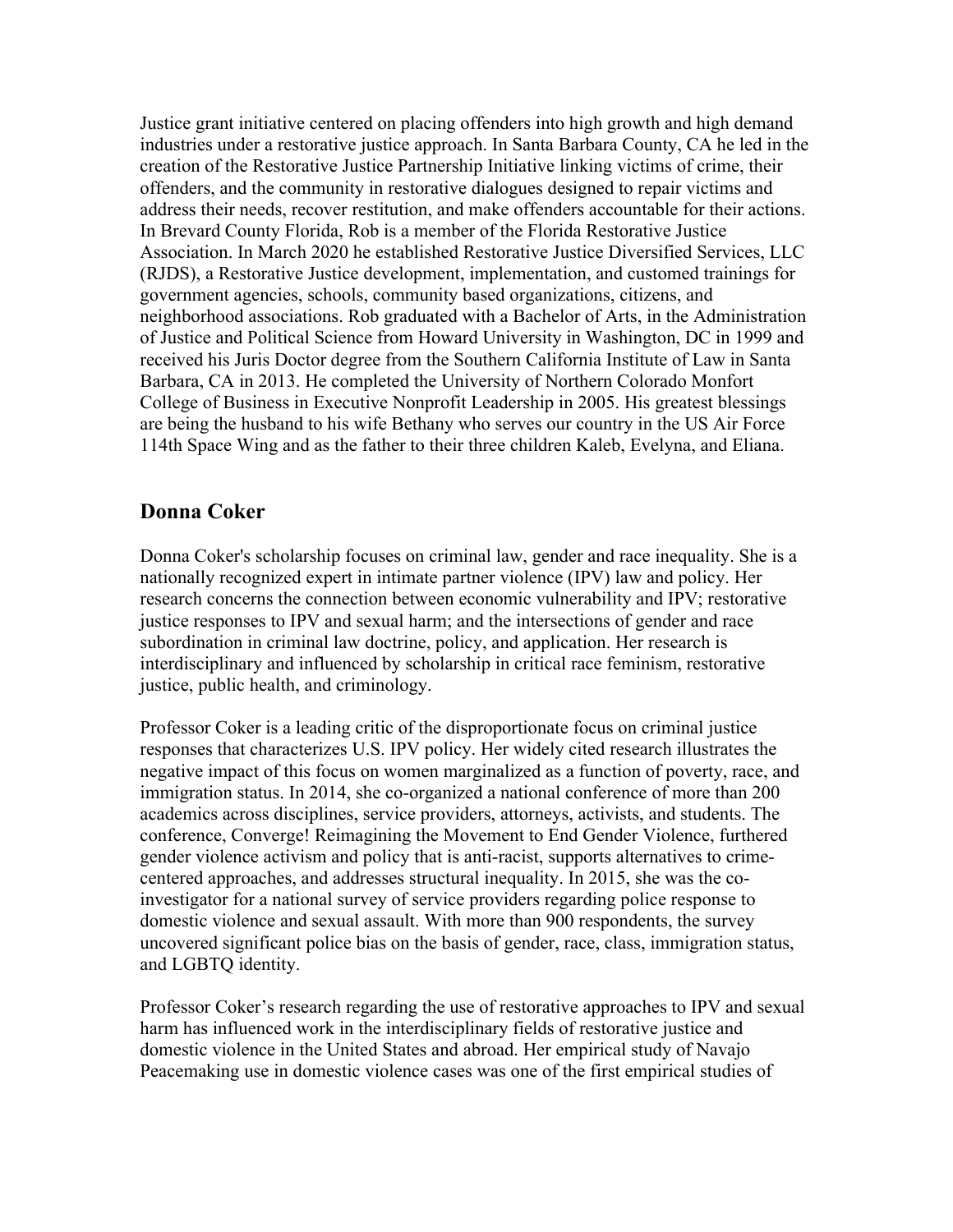Justice grant initiative centered on placing offenders into high growth and high demand industries under a restorative justice approach. In Santa Barbara County, CA he led in the creation of the Restorative Justice Partnership Initiative linking victims of crime, their offenders, and the community in restorative dialogues designed to repair victims and address their needs, recover restitution, and make offenders accountable for their actions. In Brevard County Florida, Rob is a member of the Florida Restorative Justice Association. In March 2020 he established Restorative Justice Diversified Services, LLC (RJDS), a Restorative Justice development, implementation, and customed trainings for government agencies, schools, community based organizations, citizens, and neighborhood associations. Rob graduated with a Bachelor of Arts, in the Administration of Justice and Political Science from Howard University in Washington, DC in 1999 and received his Juris Doctor degree from the Southern California Institute of Law in Santa Barbara, CA in 2013. He completed the University of Northern Colorado Monfort College of Business in Executive Nonprofit Leadership in 2005. His greatest blessings are being the husband to his wife Bethany who serves our country in the US Air Force 114th Space Wing and as the father to their three children Kaleb, Evelyna, and Eliana.

## Donna Coker

Donna Coker's scholarship focuses on criminal law, gender and race inequality. She is a nationally recognized expert in intimate partner violence (IPV) law and policy. Her research concerns the connection between economic vulnerability and IPV; restorative justice responses to IPV and sexual harm; and the intersections of gender and race subordination in criminal law doctrine, policy, and application. Her research is interdisciplinary and influenced by scholarship in critical race feminism, restorative justice, public health, and criminology.

Professor Coker is a leading critic of the disproportionate focus on criminal justice responses that characterizes U.S. IPV policy. Her widely cited research illustrates the negative impact of this focus on women marginalized as a function of poverty, race, and immigration status. In 2014, she co-organized a national conference of more than 200 academics across disciplines, service providers, attorneys, activists, and students. The conference, Converge! Reimagining the Movement to End Gender Violence, furthered gender violence activism and policy that is anti-racist, supports alternatives to crime-centered approaches, and addresses structural inequality. In 2015, she was the co-investigator for a national survey of service providers regarding police response to domestic violence and sexual assault. With more than 900 respondents, the survey uncovered significant police bias on the basis of gender, race, class, immigration status, and LGBTQ identity.

Professor Coker's research regarding the use of restorative approaches to IPV and sexual harm has influenced work in the interdisciplinary fields of restorative justice and domestic violence in the United States and abroad. Her empirical study of Navajo Peacemaking use in domestic violence cases was one of the first empirical studies of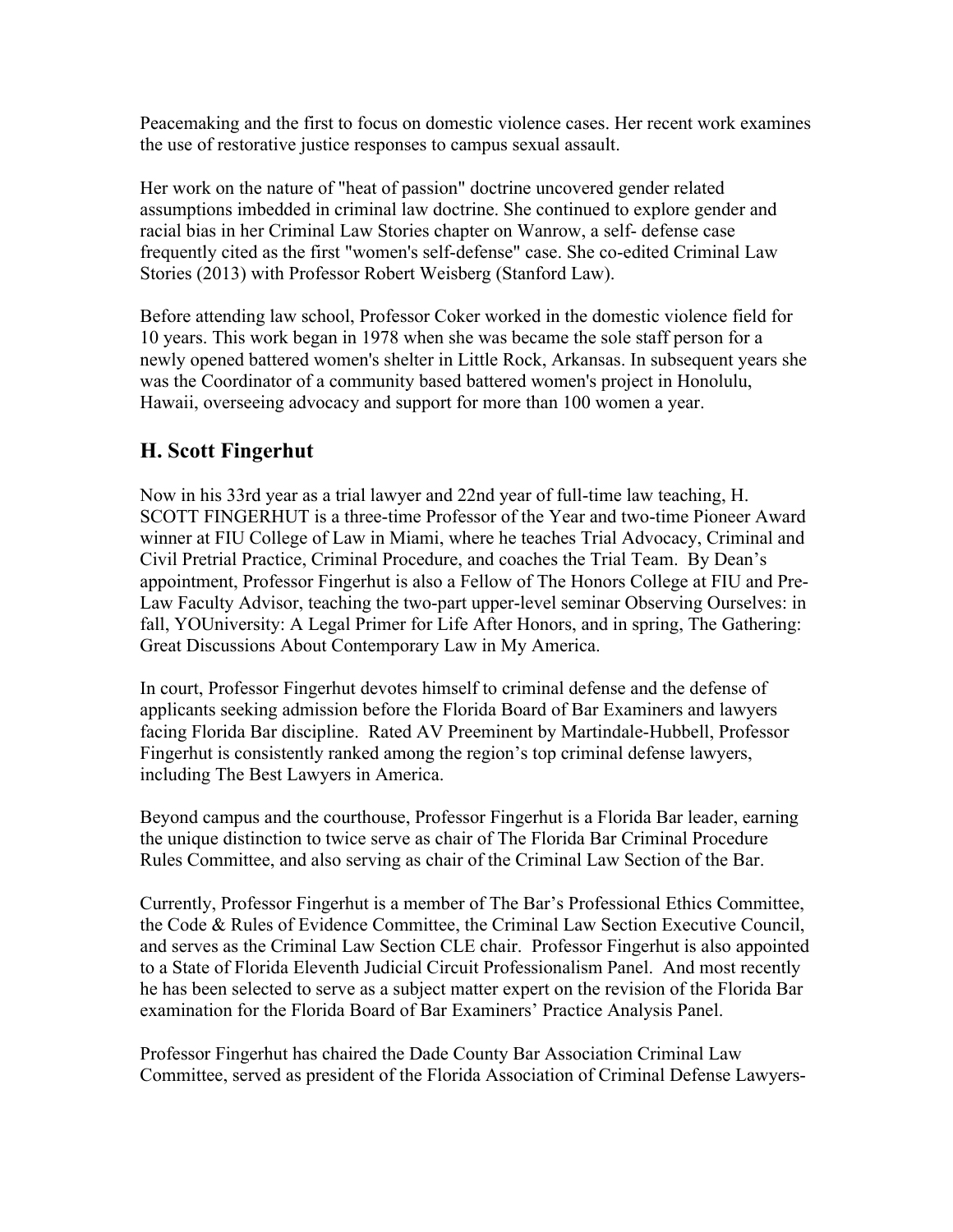Peacemaking and the first to focus on domestic violence cases. Her recent work examines the use of restorative justice responses to campus sexual assault.

Her work on the nature of "heat of passion" doctrine uncovered gender related assumptions imbedded in criminal law doctrine. She continued to explore gender and racial bias in her Criminal Law Stories chapter on Wanrow, a self- defense case frequently cited as the first "women's self-defense" case. She co-edited Criminal Law Stories (2013) with Professor Robert Weisberg (Stanford Law).

Before attending law school, Professor Coker worked in the domestic violence field for 10 years. This work began in 1978 when she was became the sole staff person for a newly opened battered women's shelter in Little Rock, Arkansas. In subsequent years she was the Coordinator of a community based battered women's project in Honolulu, Hawaii, overseeing advocacy and support for more than 100 women a year.

## H. Scott Fingerhut

Now in his 33rd year as a trial lawyer and 22nd year of full-time law teaching, H. SCOTT FINGERHUT is a three-time Professor of the Year and two-time Pioneer Award winner at FIU College of Law in Miami, where he teaches Trial Advocacy, Criminal and Civil Pretrial Practice, Criminal Procedure, and coaches the Trial Team. By Dean's appointment, Professor Fingerhut is also a Fellow of The Honors College at FIU and Pre-Law Faculty Advisor, teaching the two-part upper-level seminar Observing Ourselves: in fall, YOUniversity: A Legal Primer for Life After Honors, and in spring, The Gathering: Great Discussions About Contemporary Law in My America.

In court, Professor Fingerhut devotes himself to criminal defense and the defense of applicants seeking admission before the Florida Board of Bar Examiners and lawyers facing Florida Bar discipline. Rated AV Preeminent by Martindale-Hubbell, Professor Fingerhut is consistently ranked among the region's top criminal defense lawyers, including The Best Lawyers in America.

Beyond campus and the courthouse, Professor Fingerhut is a Florida Bar leader, earning the unique distinction to twice serve as chair of The Florida Bar Criminal Procedure Rules Committee, and also serving as chair of the Criminal Law Section of the Bar.

Currently, Professor Fingerhut is a member of The Bar's Professional Ethics Committee, the Code & Rules of Evidence Committee, the Criminal Law Section Executive Council, and serves as the Criminal Law Section CLE chair. Professor Fingerhut is also appointed to a State of Florida Eleventh Judicial Circuit Professionalism Panel. And most recently he has been selected to serve as a subject matter expert on the revision of the Florida Bar examination for the Florida Board of Bar Examiners' Practice Analysis Panel.

Professor Fingerhut has chaired the Dade County Bar Association Criminal Law Committee, served as president of the Florida Association of Criminal Defense Lawyers-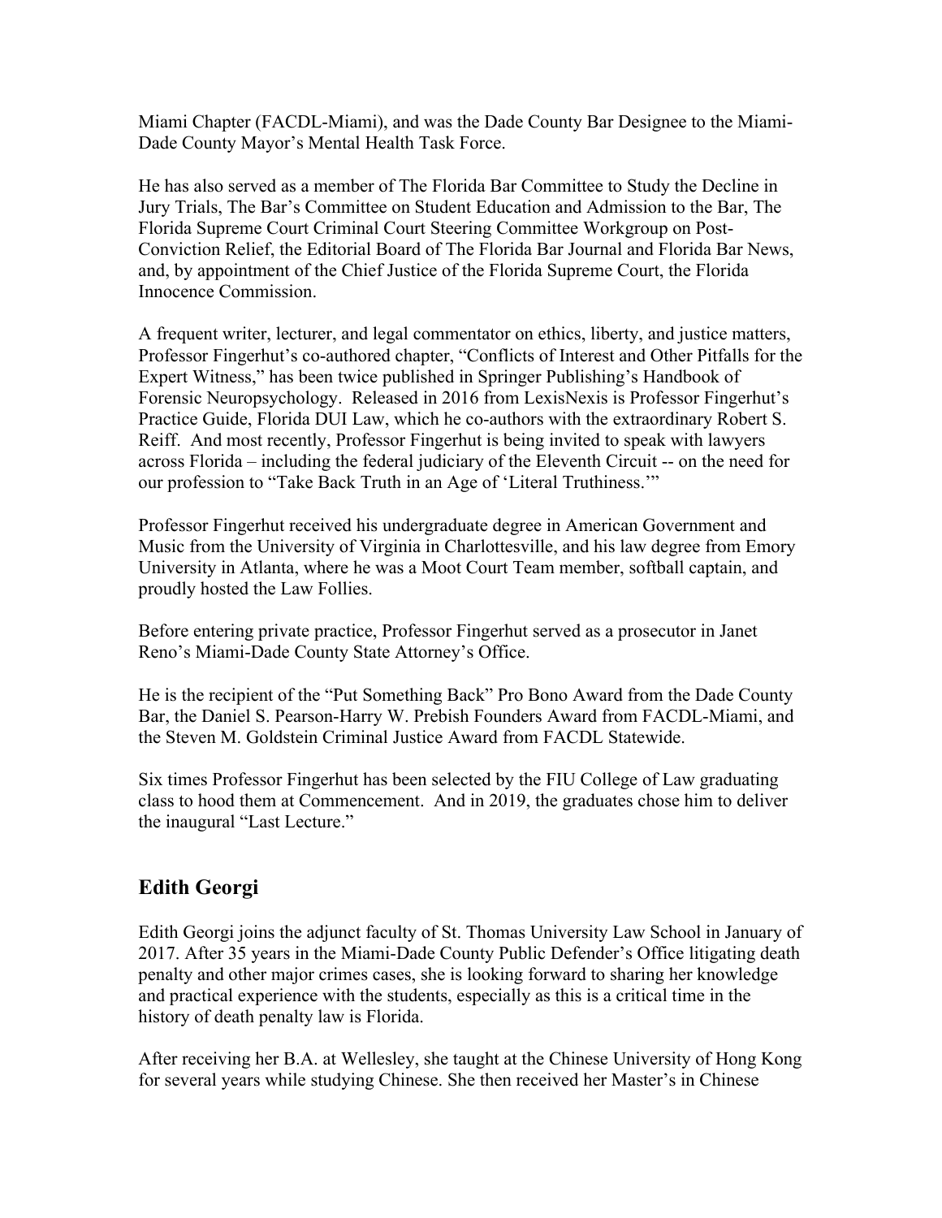Miami Chapter (FACDL-Miami), and was the Dade County Bar Designee to the Miami-Dade County Mayor's Mental Health Task Force.

He has also served as a member of The Florida Bar Committee to Study the Decline in Jury Trials, The Bar's Committee on Student Education and Admission to the Bar, The Florida Supreme Court Criminal Court Steering Committee Workgroup on Post-Conviction Relief, the Editorial Board of The Florida Bar Journal and Florida Bar News, and, by appointment of the Chief Justice of the Florida Supreme Court, the Florida Innocence Commission.

A frequent writer, lecturer, and legal commentator on ethics, liberty, and justice matters, Professor Fingerhut's co-authored chapter, "Conflicts of Interest and Other Pitfalls for the Expert Witness," has been twice published in Springer Publishing's Handbook of Forensic Neuropsychology. Released in 2016 from LexisNexis is Professor Fingerhut's Practice Guide, Florida DUI Law, which he co-authors with the extraordinary Robert S. Reiff. And most recently, Professor Fingerhut is being invited to speak with lawyers across Florida – including the federal judiciary of the Eleventh Circuit -- on the need for our profession to "Take Back Truth in an Age of 'Literal Truthiness.'"

Professor Fingerhut received his undergraduate degree in American Government and Music from the University of Virginia in Charlottesville, and his law degree from Emory University in Atlanta, where he was a Moot Court Team member, softball captain, and proudly hosted the Law Follies.

Before entering private practice, Professor Fingerhut served as a prosecutor in Janet Reno's Miami-Dade County State Attorney's Office.

He is the recipient of the "Put Something Back" Pro Bono Award from the Dade County Bar, the Daniel S. Pearson-Harry W. Prebish Founders Award from FACDL-Miami, and the Steven M. Goldstein Criminal Justice Award from FACDL Statewide.

Six times Professor Fingerhut has been selected by the FIU College of Law graduating class to hood them at Commencement. And in 2019, the graduates chose him to deliver the inaugural "Last Lecture."

## Edith Georgi

Edith Georgi joins the adjunct faculty of St. Thomas University Law School in January of 2017. After 35 years in the Miami-Dade County Public Defender's Office litigating death penalty and other major crimes cases, she is looking forward to sharing her knowledge and practical experience with the students, especially as this is a critical time in the history of death penalty law is Florida.

After receiving her B.A. at Wellesley, she taught at the Chinese University of Hong Kong for several years while studying Chinese. She then received her Master's in Chinese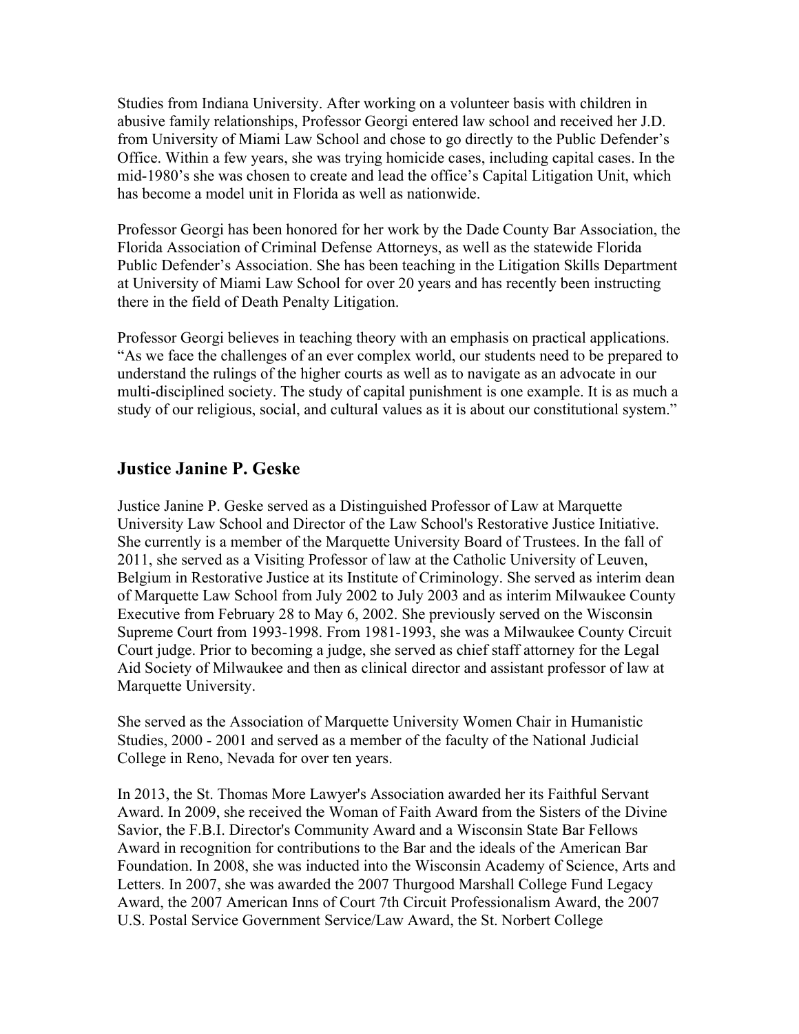Studies from Indiana University. After working on a volunteer basis with children in abusive family relationships, Professor Georgi entered law school and received her J.D. from University of Miami Law School and chose to go directly to the Public Defender's Office. Within a few years, she was trying homicide cases, including capital cases. In the mid-1980's she was chosen to create and lead the office's Capital Litigation Unit, which has become a model unit in Florida as well as nationwide.

Professor Georgi has been honored for her work by the Dade County Bar Association, the Florida Association of Criminal Defense Attorneys, as well as the statewide Florida Public Defender's Association. She has been teaching in the Litigation Skills Department at University of Miami Law School for over 20 years and has recently been instructing there in the field of Death Penalty Litigation.

Professor Georgi believes in teaching theory with an emphasis on practical applications. "As we face the challenges of an ever complex world, our students need to be prepared to understand the rulings of the higher courts as well as to navigate as an advocate in our multi-disciplined society. The study of capital punishment is one example. It is as much a study of our religious, social, and cultural values as it is about our constitutional system."

## Justice Janine P. Geske

Justice Janine P. Geske served as a Distinguished Professor of Law at Marquette University Law School and Director of the Law School's Restorative Justice Initiative. She currently is a member of the Marquette University Board of Trustees. In the fall of 2011, she served as a Visiting Professor of law at the Catholic University of Leuven, Belgium in Restorative Justice at its Institute of Criminology. She served as interim dean of Marquette Law School from July 2002 to July 2003 and as interim Milwaukee County Executive from February 28 to May 6, 2002. She previously served on the Wisconsin Supreme Court from 1993-1998. From 1981-1993, she was a Milwaukee County Circuit Court judge. Prior to becoming a judge, she served as chief staff attorney for the Legal Aid Society of Milwaukee and then as clinical director and assistant professor of law at Marquette University.

She served as the Association of Marquette University Women Chair in Humanistic Studies, 2000 - 2001 and served as a member of the faculty of the National Judicial College in Reno, Nevada for over ten years.

In 2013, the St. Thomas More Lawyer's Association awarded her its Faithful Servant Award. In 2009, she received the Woman of Faith Award from the Sisters of the Divine Savior, the F.B.I. Director's Community Award and a Wisconsin State Bar Fellows Award in recognition for contributions to the Bar and the ideals of the American Bar Foundation. In 2008, she was inducted into the Wisconsin Academy of Science, Arts and Letters. In 2007, she was awarded the 2007 Thurgood Marshall College Fund Legacy Award, the 2007 American Inns of Court 7th Circuit Professionalism Award, the 2007 U.S. Postal Service Government Service/Law Award, the St. Norbert College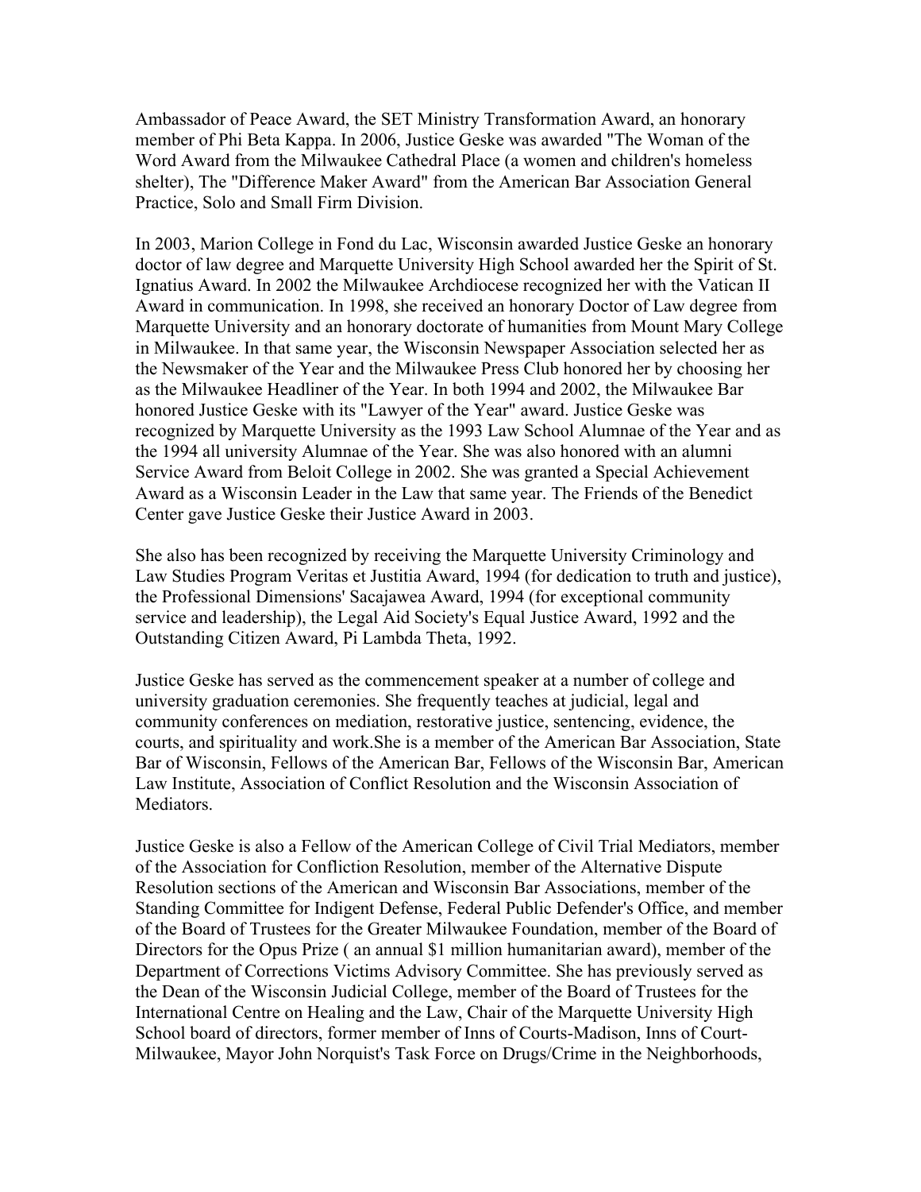Ambassador of Peace Award, the SET Ministry Transformation Award, an honorary member of Phi Beta Kappa. In 2006, Justice Geske was awarded "The Woman of the Word Award from the Milwaukee Cathedral Place (a women and children's homeless shelter), The "Difference Maker Award" from the American Bar Association General Practice, Solo and Small Firm Division.

In 2003, Marion College in Fond du Lac, Wisconsin awarded Justice Geske an honorary doctor of law degree and Marquette University High School awarded her the Spirit of St. Ignatius Award. In 2002 the Milwaukee Archdiocese recognized her with the Vatican II Award in communication. In 1998, she received an honorary Doctor of Law degree from Marquette University and an honorary doctorate of humanities from Mount Mary College in Milwaukee. In that same year, the Wisconsin Newspaper Association selected her as the Newsmaker of the Year and the Milwaukee Press Club honored her by choosing her as the Milwaukee Headliner of the Year. In both 1994 and 2002, the Milwaukee Bar honored Justice Geske with its "Lawyer of the Year" award. Justice Geske was recognized by Marquette University as the 1993 Law School Alumnae of the Year and as the 1994 all university Alumnae of the Year. She was also honored with an alumni Service Award from Beloit College in 2002. She was granted a Special Achievement Award as a Wisconsin Leader in the Law that same year. The Friends of the Benedict Center gave Justice Geske their Justice Award in 2003.

She also has been recognized by receiving the Marquette University Criminology and Law Studies Program Veritas et Justitia Award, 1994 (for dedication to truth and justice), the Professional Dimensions' Sacajawea Award, 1994 (for exceptional community service and leadership), the Legal Aid Society's Equal Justice Award, 1992 and the Outstanding Citizen Award, Pi Lambda Theta, 1992.

Justice Geske has served as the commencement speaker at a number of college and university graduation ceremonies. She frequently teaches at judicial, legal and community conferences on mediation, restorative justice, sentencing, evidence, the courts, and spirituality and work.She is a member of the American Bar Association, State Bar of Wisconsin, Fellows of the American Bar, Fellows of the Wisconsin Bar, American Law Institute, Association of Conflict Resolution and the Wisconsin Association of Mediators.

Justice Geske is also a Fellow of the American College of Civil Trial Mediators, member of the Association for Confliction Resolution, member of the Alternative Dispute Resolution sections of the American and Wisconsin Bar Associations, member of the Standing Committee for Indigent Defense, Federal Public Defender's Office, and member of the Board of Trustees for the Greater Milwaukee Foundation, member of the Board of Directors for the Opus Prize ( an annual $1 million humanitarian award), member of the Department of Corrections Victims Advisory Committee. She has previously served as the Dean of the Wisconsin Judicial College, member of the Board of Trustees for the International Centre on Healing and the Law, Chair of the Marquette University High School board of directors, former member of Inns of Courts-Madison, Inns of Court-Milwaukee, Mayor John Norquist's Task Force on Drugs/Crime in the Neighborhoods,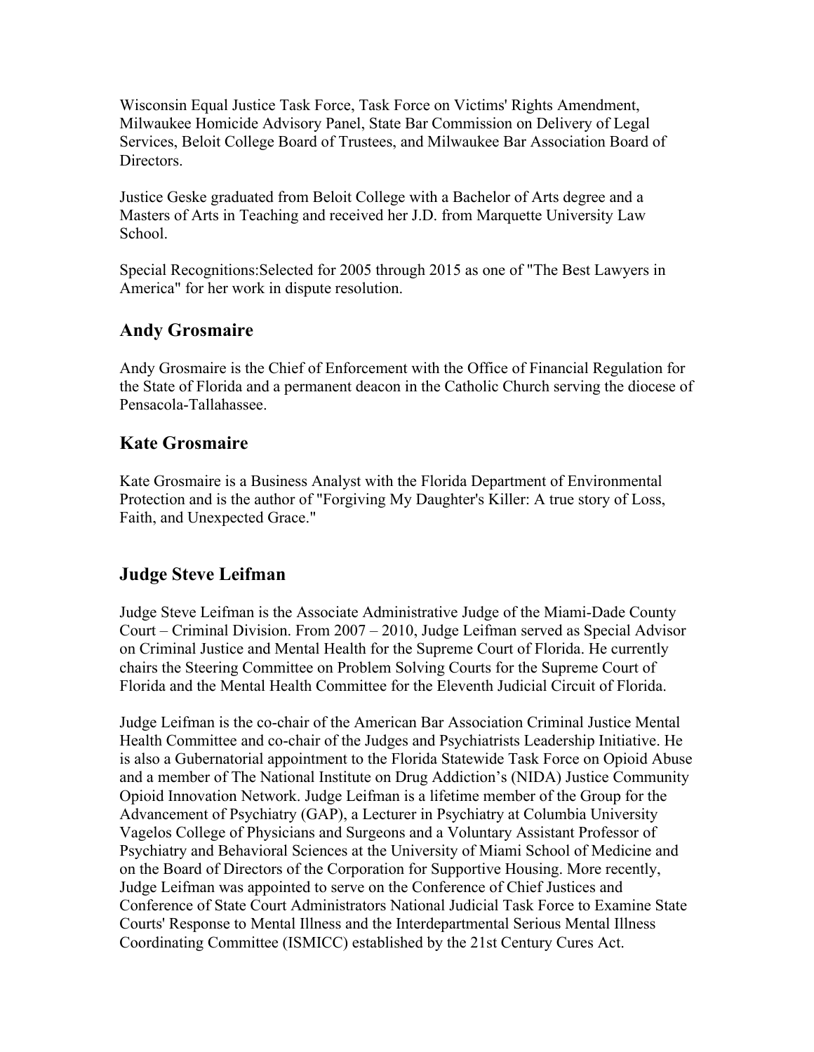Wisconsin Equal Justice Task Force, Task Force on Victims' Rights Amendment, Milwaukee Homicide Advisory Panel, State Bar Commission on Delivery of Legal Services, Beloit College Board of Trustees, and Milwaukee Bar Association Board of Directors.

Justice Geske graduated from Beloit College with a Bachelor of Arts degree and a Masters of Arts in Teaching and received her J.D. from Marquette University Law School.

Special Recognitions:Selected for 2005 through 2015 as one of "The Best Lawyers in America" for her work in dispute resolution.

## Andy Grosmaire

Andy Grosmaire is the Chief of Enforcement with the Office of Financial Regulation for the State of Florida and a permanent deacon in the Catholic Church serving the diocese of Pensacola-Tallahassee.

## Kate Grosmaire

Kate Grosmaire is a Business Analyst with the Florida Department of Environmental Protection and is the author of "Forgiving My Daughter's Killer: A true story of Loss, Faith, and Unexpected Grace."

## Judge Steve Leifman

Judge Steve Leifman is the Associate Administrative Judge of the Miami-Dade County Court – Criminal Division. From 2007 – 2010, Judge Leifman served as Special Advisor on Criminal Justice and Mental Health for the Supreme Court of Florida. He currently chairs the Steering Committee on Problem Solving Courts for the Supreme Court of Florida and the Mental Health Committee for the Eleventh Judicial Circuit of Florida.

Judge Leifman is the co-chair of the American Bar Association Criminal Justice Mental Health Committee and co-chair of the Judges and Psychiatrists Leadership Initiative. He is also a Gubernatorial appointment to the Florida Statewide Task Force on Opioid Abuse and a member of The National Institute on Drug Addiction's (NIDA) Justice Community Opioid Innovation Network. Judge Leifman is a lifetime member of the Group for the Advancement of Psychiatry (GAP), a Lecturer in Psychiatry at Columbia University Vagelos College of Physicians and Surgeons and a Voluntary Assistant Professor of Psychiatry and Behavioral Sciences at the University of Miami School of Medicine and on the Board of Directors of the Corporation for Supportive Housing. More recently, Judge Leifman was appointed to serve on the Conference of Chief Justices and Conference of State Court Administrators National Judicial Task Force to Examine State Courts' Response to Mental Illness and the Interdepartmental Serious Mental Illness Coordinating Committee (ISMICC) established by the 21st Century Cures Act.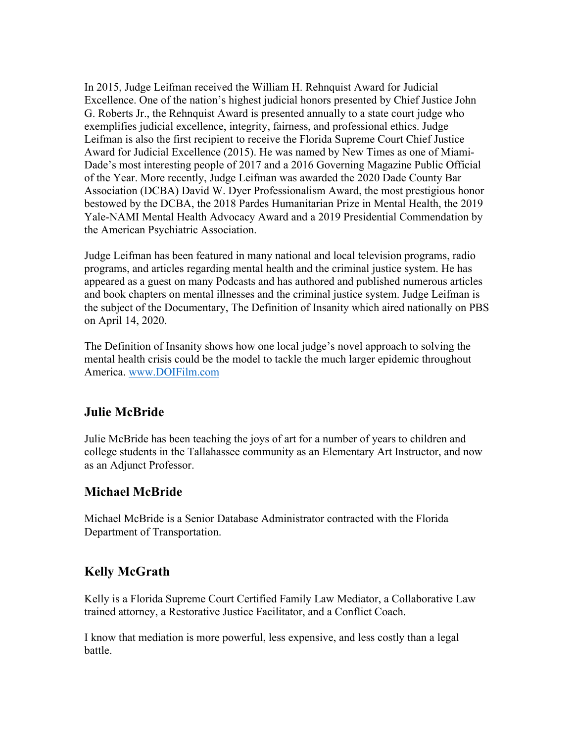In 2015, Judge Leifman received the William H. Rehnquist Award for Judicial Excellence. One of the nation's highest judicial honors presented by Chief Justice John G. Roberts Jr., the Rehnquist Award is presented annually to a state court judge who exemplifies judicial excellence, integrity, fairness, and professional ethics. Judge Leifman is also the first recipient to receive the Florida Supreme Court Chief Justice Award for Judicial Excellence (2015). He was named by New Times as one of Miami-Dade's most interesting people of 2017 and a 2016 Governing Magazine Public Official of the Year. More recently, Judge Leifman was awarded the 2020 Dade County Bar Association (DCBA) David W. Dyer Professionalism Award, the most prestigious honor bestowed by the DCBA, the 2018 Pardes Humanitarian Prize in Mental Health, the 2019 Yale-NAMI Mental Health Advocacy Award and a 2019 Presidential Commendation by the American Psychiatric Association.

Judge Leifman has been featured in many national and local television programs, radio programs, and articles regarding mental health and the criminal justice system. He has appeared as a guest on many Podcasts and has authored and published numerous articles and book chapters on mental illnesses and the criminal justice system. Judge Leifman is the subject of the Documentary, The Definition of Insanity which aired nationally on PBS on April 14, 2020.

The Definition of Insanity shows how one local judge's novel approach to solving the mental health crisis could be the model to tackle the much larger epidemic throughout America. [www.DOIFilm.com](http://www.DOIFilm.com)

## Julie McBride

Julie McBride has been teaching the joys of art for a number of years to children and college students in the Tallahassee community as an Elementary Art Instructor, and now as an Adjunct Professor.

## Michael McBride

Michael McBride is a Senior Database Administrator contracted with the Florida Department of Transportation.

## Kelly McGrath

Kelly is a Florida Supreme Court Certified Family Law Mediator, a Collaborative Law trained attorney, a Restorative Justice Facilitator, and a Conflict Coach.

I know that mediation is more powerful, less expensive, and less costly than a legal battle.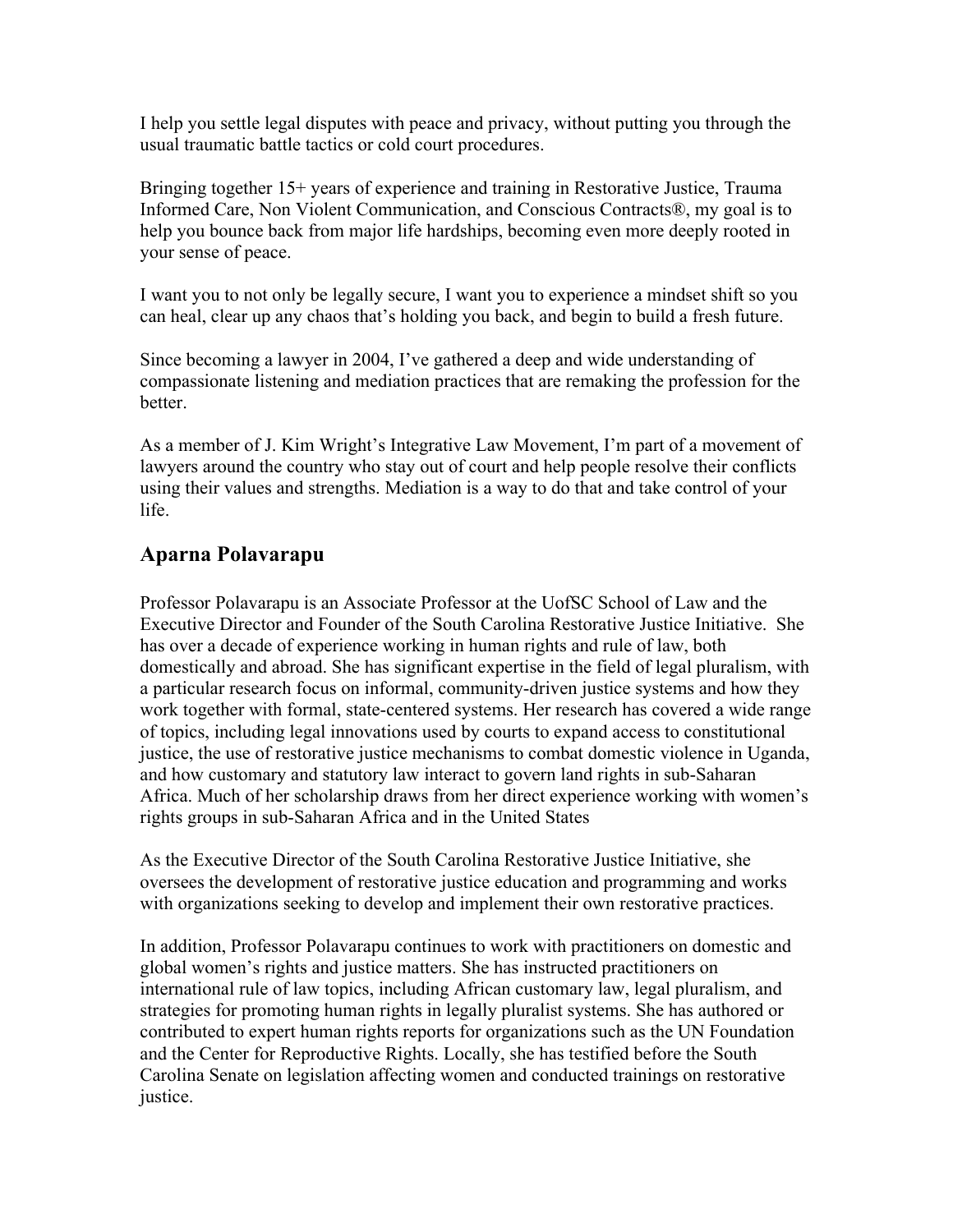I help you settle legal disputes with peace and privacy, without putting you through the usual traumatic battle tactics or cold court procedures.

Bringing together 15+ years of experience and training in Restorative Justice, Trauma Informed Care, Non Violent Communication, and Conscious Contracts®, my goal is to help you bounce back from major life hardships, becoming even more deeply rooted in your sense of peace.

I want you to not only be legally secure, I want you to experience a mindset shift so you can heal, clear up any chaos that's holding you back, and begin to build a fresh future.

Since becoming a lawyer in 2004, I've gathered a deep and wide understanding of compassionate listening and mediation practices that are remaking the profession for the better.

As a member of J. Kim Wright's Integrative Law Movement, I'm part of a movement of lawyers around the country who stay out of court and help people resolve their conflicts using their values and strengths. Mediation is a way to do that and take control of your life.

## Aparna Polavarapu

Professor Polavarapu is an Associate Professor at the UofSC School of Law and the Executive Director and Founder of the South Carolina Restorative Justice Initiative. She has over a decade of experience working in human rights and rule of law, both domestically and abroad. She has significant expertise in the field of legal pluralism, with a particular research focus on informal, community-driven justice systems and how they work together with formal, state-centered systems. Her research has covered a wide range of topics, including legal innovations used by courts to expand access to constitutional justice, the use of restorative justice mechanisms to combat domestic violence in Uganda, and how customary and statutory law interact to govern land rights in sub-Saharan Africa. Much of her scholarship draws from her direct experience working with women's rights groups in sub-Saharan Africa and in the United States

As the Executive Director of the South Carolina Restorative Justice Initiative, she oversees the development of restorative justice education and programming and works with organizations seeking to develop and implement their own restorative practices.

In addition, Professor Polavarapu continues to work with practitioners on domestic and global women's rights and justice matters. She has instructed practitioners on international rule of law topics, including African customary law, legal pluralism, and strategies for promoting human rights in legally pluralist systems. She has authored or contributed to expert human rights reports for organizations such as the UN Foundation and the Center for Reproductive Rights. Locally, she has testified before the South Carolina Senate on legislation affecting women and conducted trainings on restorative justice.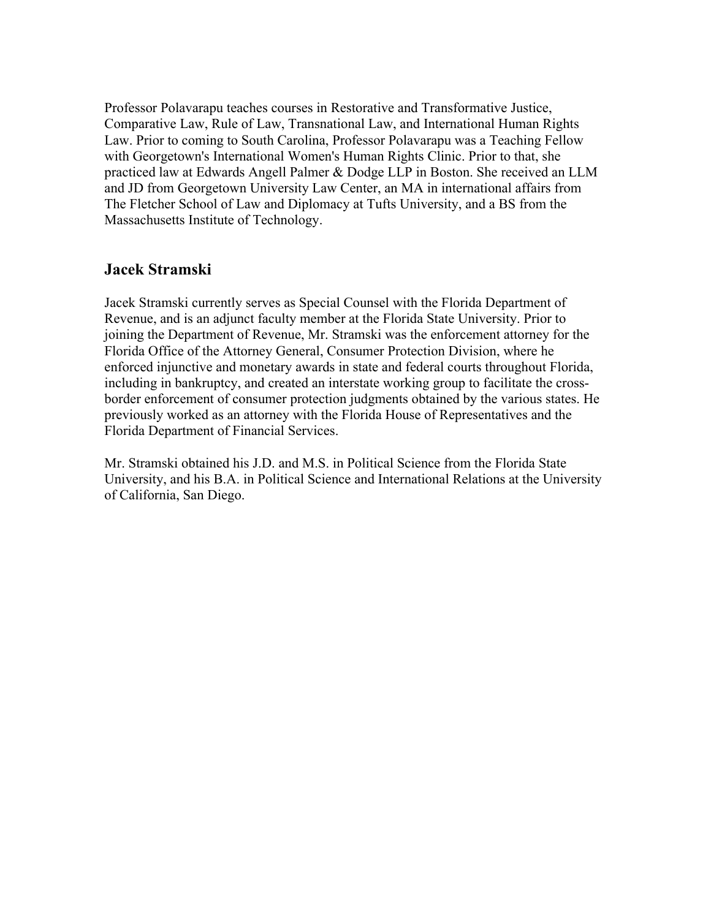Professor Polavarapu teaches courses in Restorative and Transformative Justice, Comparative Law, Rule of Law, Transnational Law, and International Human Rights Law. Prior to coming to South Carolina, Professor Polavarapu was a Teaching Fellow with Georgetown's International Women's Human Rights Clinic. Prior to that, she practiced law at Edwards Angell Palmer & Dodge LLP in Boston. She received an LLM and JD from Georgetown University Law Center, an MA in international affairs from The Fletcher School of Law and Diplomacy at Tufts University, and a BS from the Massachusetts Institute of Technology.

## Jacek Stramski

Jacek Stramski currently serves as Special Counsel with the Florida Department of Revenue, and is an adjunct faculty member at the Florida State University. Prior to joining the Department of Revenue, Mr. Stramski was the enforcement attorney for the Florida Office of the Attorney General, Consumer Protection Division, where he enforced injunctive and monetary awards in state and federal courts throughout Florida, including in bankruptcy, and created an interstate working group to facilitate the cross-border enforcement of consumer protection judgments obtained by the various states. He previously worked as an attorney with the Florida House of Representatives and the Florida Department of Financial Services.

Mr. Stramski obtained his J.D. and M.S. in Political Science from the Florida State University, and his B.A. in Political Science and International Relations at the University of California, San Diego.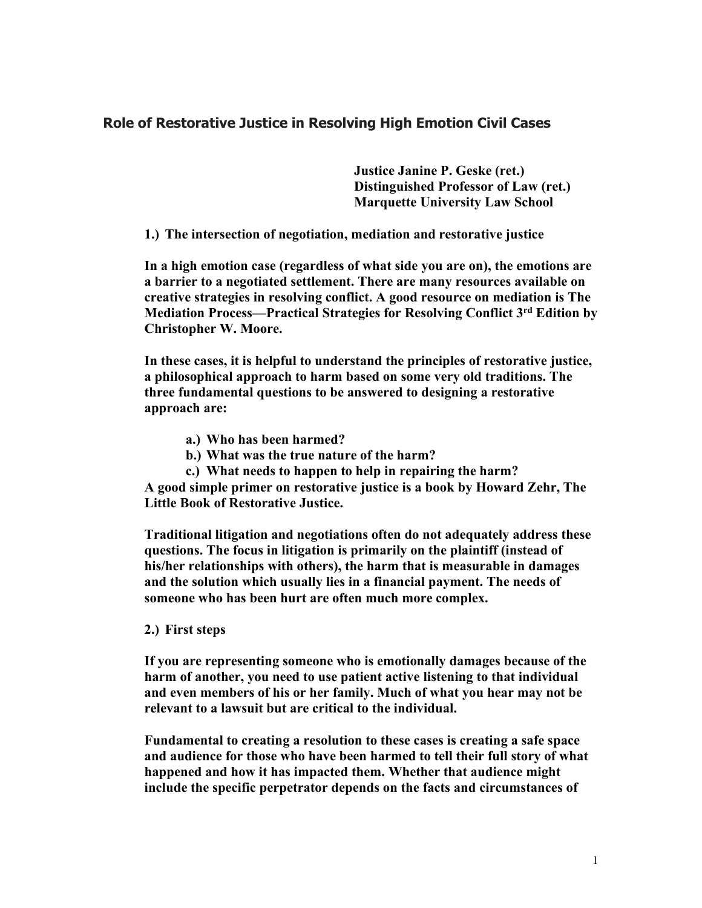# Role of Restorative Justice in Resolving High Emotion Civil Cases

**Justice Janine P. Geske (ret.)**
**Distinguished Professor of Law (ret.)**
**Marquette University Law School**

**1.) The intersection of negotiation, mediation and restorative justice**

**In a high emotion case (regardless of what side you are on), the emotions are a barrier to a negotiated settlement. There are many resources available on creative strategies in resolving conflict. A good resource on mediation is The Mediation Process—Practical Strategies for Resolving Conflict 3rd Edition by Christopher W. Moore.**

**In these cases, it is helpful to understand the principles of restorative justice, a philosophical approach to harm based on some very old traditions. The three fundamental questions to be answered to designing a restorative approach are:**

- **a.) Who has been harmed?**
- **b.) What was the true nature of the harm?**
- **c.) What needs to happen to help in repairing the harm?**

**A good simple primer on restorative justice is a book by Howard Zehr, The Little Book of Restorative Justice.**

**Traditional litigation and negotiations often do not adequately address these questions. The focus in litigation is primarily on the plaintiff (instead of his/her relationships with others), the harm that is measurable in damages and the solution which usually lies in a financial payment. The needs of someone who has been hurt are often much more complex.**

**2.) First steps**

**If you are representing someone who is emotionally damages because of the harm of another, you need to use patient active listening to that individual and even members of his or her family. Much of what you hear may not be relevant to a lawsuit but are critical to the individual.**

**Fundamental to creating a resolution to these cases is creating a safe space and audience for those who have been harmed to tell their full story of what happened and how it has impacted them. Whether that audience might include the specific perpetrator depends on the facts and circumstances of**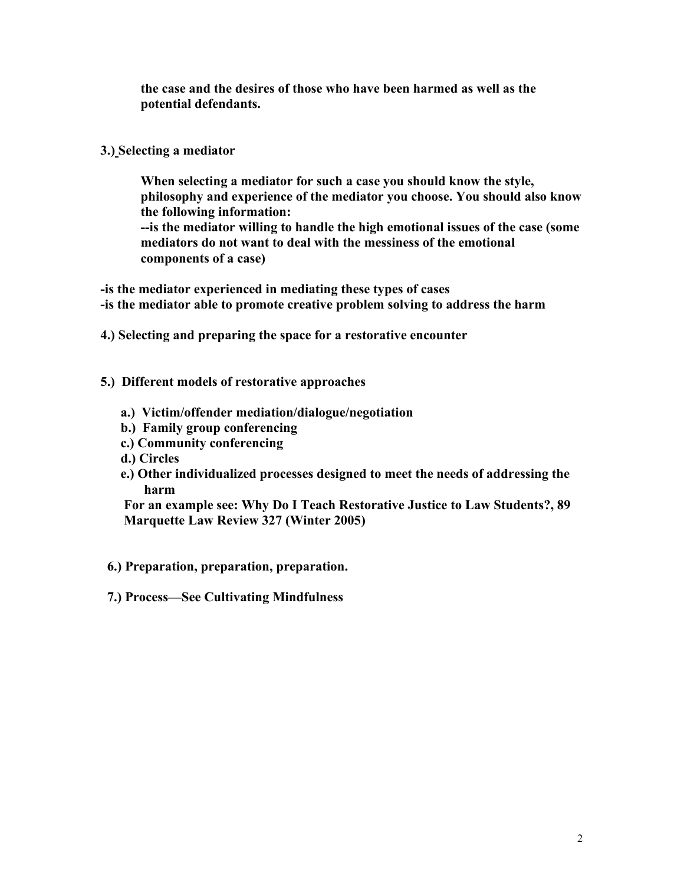**the case and the desires of those who have been harmed as well as the potential defendants.**

**3.) Selecting a mediator**

**When selecting a mediator for such a case you should know the style, philosophy and experience of the mediator you choose. You should also know the following information:**
**--is the mediator willing to handle the high emotional issues of the case (some mediators do not want to deal with the messiness of the emotional components of a case)**

**-is the mediator experienced in mediating these types of cases**
**-is the mediator able to promote creative problem solving to address the harm**

**4.) Selecting and preparing the space for a restorative encounter**

**5.) Different models of restorative approaches**

**a.) Victim/offender mediation/dialogue/negotiation**
**b.) Family group conferencing**
**c.) Community conferencing**
**d.) Circles**
**e.) Other individualized processes designed to meet the needs of addressing the harm**
**For an example see: Why Do I Teach Restorative Justice to Law Students?, 89 Marquette Law Review 327 (Winter 2005)**

**6.) Preparation, preparation, preparation.**

**7.) Process—See Cultivating Mindfulness**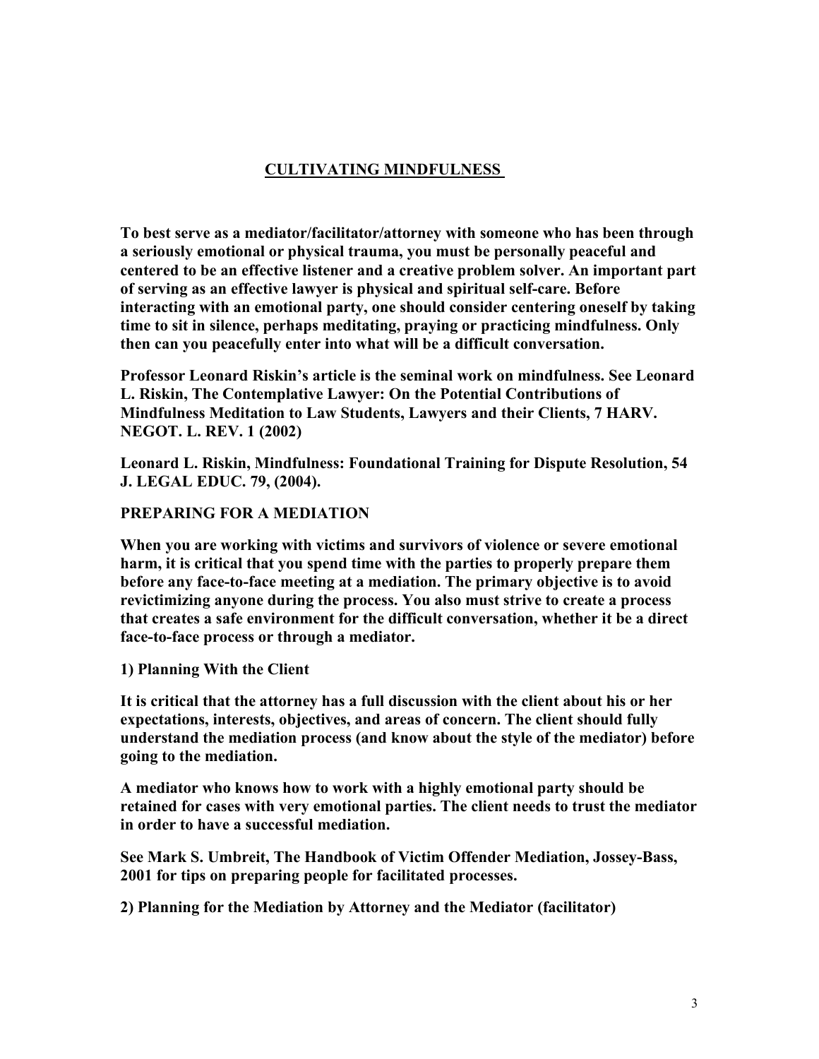## CULTIVATING MINDFULNESS

**To best serve as a mediator/facilitator/attorney with someone who has been through a seriously emotional or physical trauma, you must be personally peaceful and centered to be an effective listener and a creative problem solver. An important part of serving as an effective lawyer is physical and spiritual self-care. Before interacting with an emotional party, one should consider centering oneself by taking time to sit in silence, perhaps meditating, praying or practicing mindfulness. Only then can you peacefully enter into what will be a difficult conversation.**

**Professor Leonard Riskin's article is the seminal work on mindfulness. See Leonard L. Riskin, The Contemplative Lawyer: On the Potential Contributions of Mindfulness Meditation to Law Students, Lawyers and their Clients, 7 HARV. NEGOT. L. REV. 1 (2002)**

**Leonard L. Riskin, Mindfulness: Foundational Training for Dispute Resolution, 54 J. LEGAL EDUC. 79, (2004).**

### PREPARING FOR A MEDIATION

**When you are working with victims and survivors of violence or severe emotional harm, it is critical that you spend time with the parties to properly prepare them before any face-to-face meeting at a mediation. The primary objective is to avoid revictimizing anyone during the process. You also must strive to create a process that creates a safe environment for the difficult conversation, whether it be a direct face-to-face process or through a mediator.**

**1) Planning With the Client**

**It is critical that the attorney has a full discussion with the client about his or her expectations, interests, objectives, and areas of concern. The client should fully understand the mediation process (and know about the style of the mediator) before going to the mediation.**

**A mediator who knows how to work with a highly emotional party should be retained for cases with very emotional parties. The client needs to trust the mediator in order to have a successful mediation.**

**See Mark S. Umbreit, The Handbook of Victim Offender Mediation, Jossey-Bass, 2001 for tips on preparing people for facilitated processes.**

**2) Planning for the Mediation by Attorney and the Mediator (facilitator)**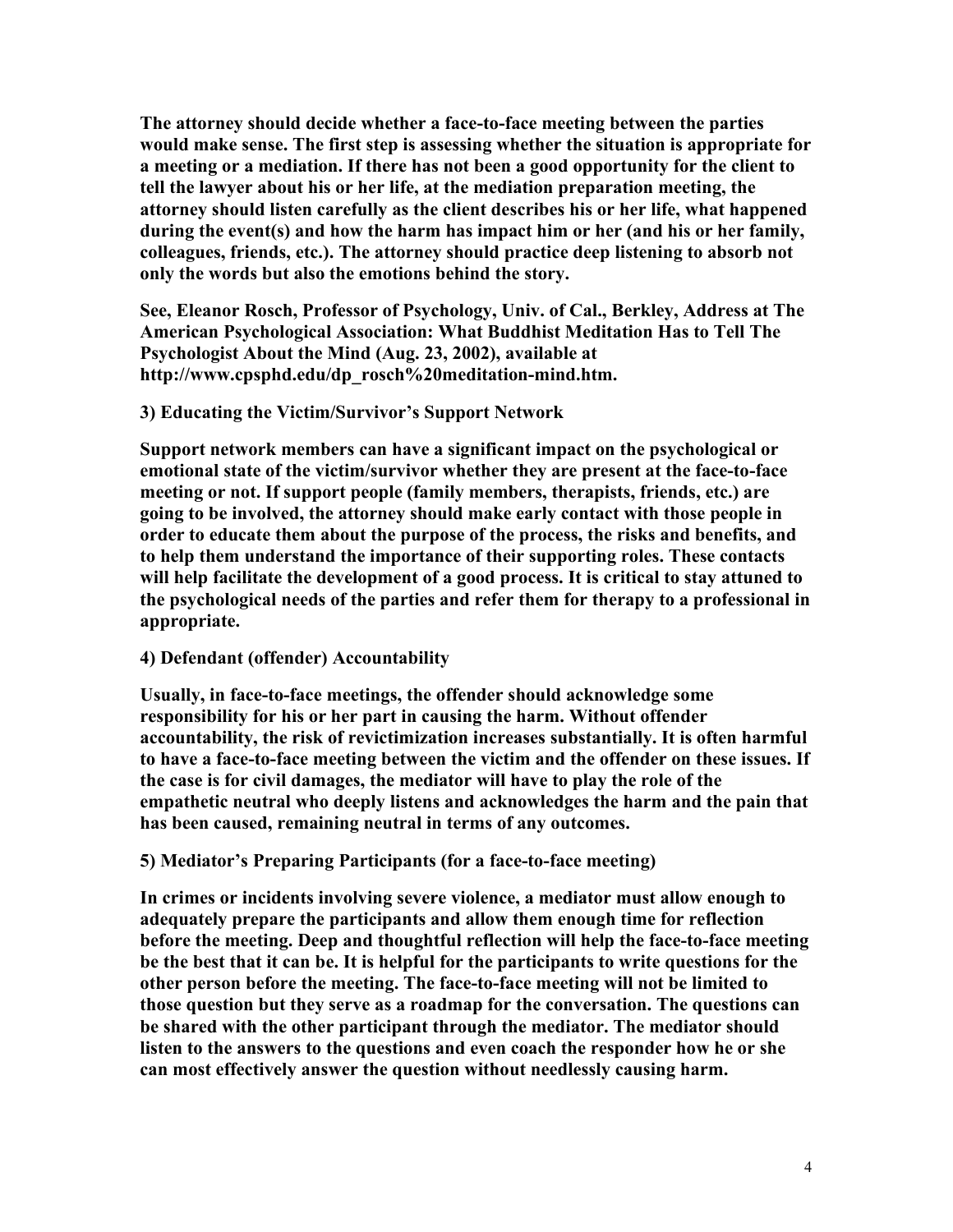**The attorney should decide whether a face-to-face meeting between the parties would make sense. The first step is assessing whether the situation is appropriate for a meeting or a mediation. If there has not been a good opportunity for the client to tell the lawyer about his or her life, at the mediation preparation meeting, the attorney should listen carefully as the client describes his or her life, what happened during the event(s) and how the harm has impact him or her (and his or her family, colleagues, friends, etc.). The attorney should practice deep listening to absorb not only the words but also the emotions behind the story.**

**See, Eleanor Rosch, Professor of Psychology, Univ. of Cal., Berkley, Address at The American Psychological Association: What Buddhist Meditation Has to Tell The Psychologist About the Mind (Aug. 23, 2002), available at http://www.cpsphd.edu/dp_rosch%20meditation-mind.htm.**

**3) Educating the Victim/Survivor's Support Network**

**Support network members can have a significant impact on the psychological or emotional state of the victim/survivor whether they are present at the face-to-face meeting or not. If support people (family members, therapists, friends, etc.) are going to be involved, the attorney should make early contact with those people in order to educate them about the purpose of the process, the risks and benefits, and to help them understand the importance of their supporting roles. These contacts will help facilitate the development of a good process. It is critical to stay attuned to the psychological needs of the parties and refer them for therapy to a professional in appropriate.**

**4) Defendant (offender) Accountability**

**Usually, in face-to-face meetings, the offender should acknowledge some responsibility for his or her part in causing the harm. Without offender accountability, the risk of revictimization increases substantially. It is often harmful to have a face-to-face meeting between the victim and the offender on these issues. If the case is for civil damages, the mediator will have to play the role of the empathetic neutral who deeply listens and acknowledges the harm and the pain that has been caused, remaining neutral in terms of any outcomes.**

**5) Mediator's Preparing Participants (for a face-to-face meeting)**

**In crimes or incidents involving severe violence, a mediator must allow enough to adequately prepare the participants and allow them enough time for reflection before the meeting. Deep and thoughtful reflection will help the face-to-face meeting be the best that it can be. It is helpful for the participants to write questions for the other person before the meeting. The face-to-face meeting will not be limited to those question but they serve as a roadmap for the conversation. The questions can be shared with the other participant through the mediator. The mediator should listen to the answers to the questions and even coach the responder how he or she can most effectively answer the question without needlessly causing harm.**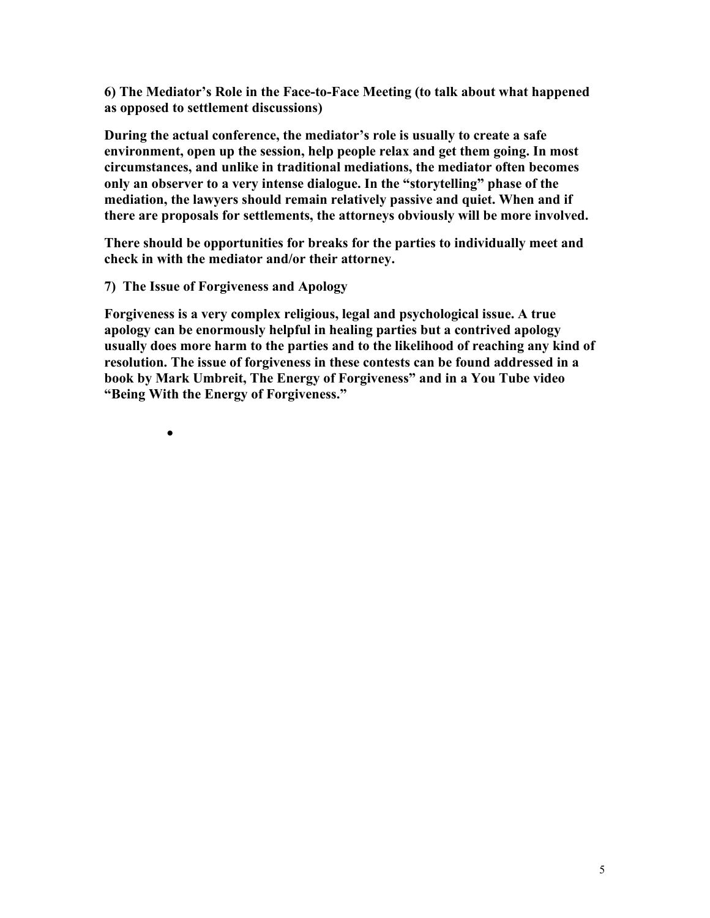**6) The Mediator's Role in the Face-to-Face Meeting (to talk about what happened as opposed to settlement discussions)**

**During the actual conference, the mediator's role is usually to create a safe environment, open up the session, help people relax and get them going. In most circumstances, and unlike in traditional mediations, the mediator often becomes only an observer to a very intense dialogue. In the "storytelling" phase of the mediation, the lawyers should remain relatively passive and quiet. When and if there are proposals for settlements, the attorneys obviously will be more involved.**

**There should be opportunities for breaks for the parties to individually meet and check in with the mediator and/or their attorney.**

**7) The Issue of Forgiveness and Apology**

**Forgiveness is a very complex religious, legal and psychological issue. A true apology can be enormously helpful in healing parties but a contrived apology usually does more harm to the parties and to the likelihood of reaching any kind of resolution. The issue of forgiveness in these contests can be found addressed in a book by Mark Umbreit, The Energy of Forgiveness" and in a You Tube video "Being With the Energy of Forgiveness."**

-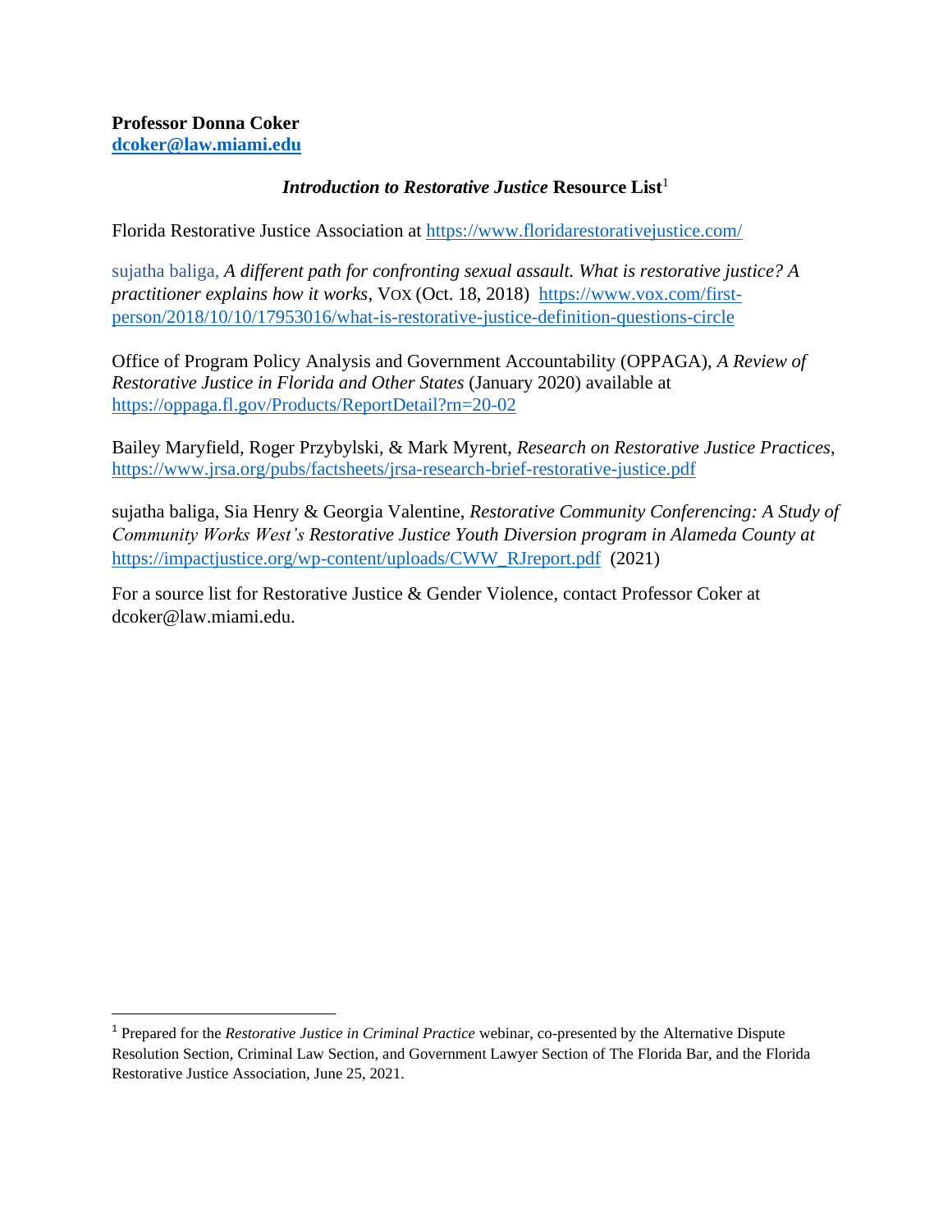**Professor Donna Coker**
**dcoker@law.miami.edu**

### *Introduction to Restorative Justice* Resource List[1]

Florida Restorative Justice Association at https://www.floridarestorativejustice.com/

sujatha baliga, *A different path for confronting sexual assault. What is restorative justice? A practitioner explains how it works*, VOX (Oct. 18, 2018) https://www.vox.com/first-person/2018/10/10/17953016/what-is-restorative-justice-definition-questions-circle

Office of Program Policy Analysis and Government Accountability (OPPAGA), *A Review of Restorative Justice in Florida and Other States* (January 2020) available at https://oppaga.fl.gov/Products/ReportDetail?rn=20-02

Bailey Maryfield, Roger Przybylski, & Mark Myrent, *Research on Restorative Justice Practices*, https://www.jrsa.org/pubs/factsheets/jrsa-research-brief-restorative-justice.pdf

sujatha baliga, Sia Henry & Georgia Valentine, *Restorative Community Conferencing: A Study of Community Works West's Restorative Justice Youth Diversion program in Alameda County at* https://impactjustice.org/wp-content/uploads/CWW_RJreport.pdf (2021)

For a source list for Restorative Justice & Gender Violence, contact Professor Coker at dcoker@law.miami.edu.

---

[1] Prepared for the *Restorative Justice in Criminal Practice* webinar, co-presented by the Alternative Dispute Resolution Section, Criminal Law Section, and Government Lawyer Section of The Florida Bar, and the Florida Restorative Justice Association, June 25, 2021.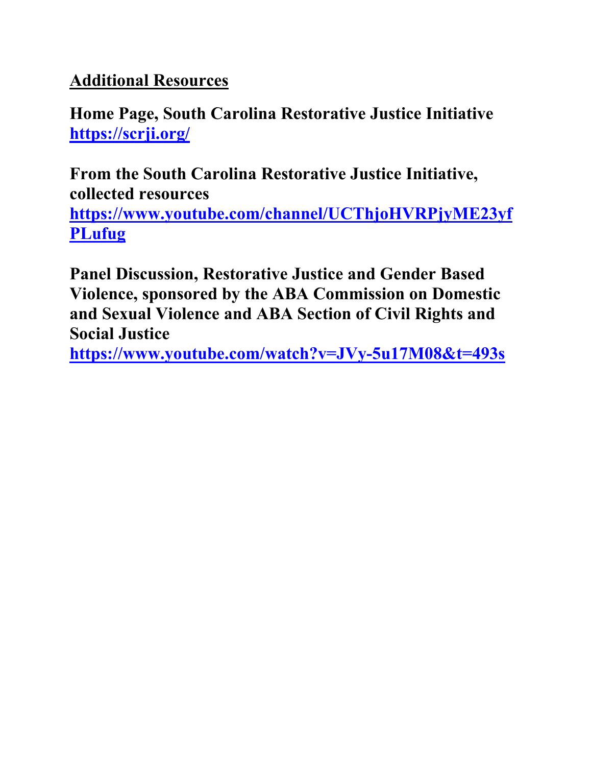## Additional Resources

**Home Page, South Carolina Restorative Justice Initiative**
**https://scrji.org/**

**From the South Carolina Restorative Justice Initiative, collected resources**
**https://www.youtube.com/channel/UCThjoHVRPjyME23yfPLufug**

**Panel Discussion, Restorative Justice and Gender Based Violence, sponsored by the ABA Commission on Domestic and Sexual Violence and ABA Section of Civil Rights and Social Justice**
**https://www.youtube.com/watch?v=JVy-5u17M08&t=493s**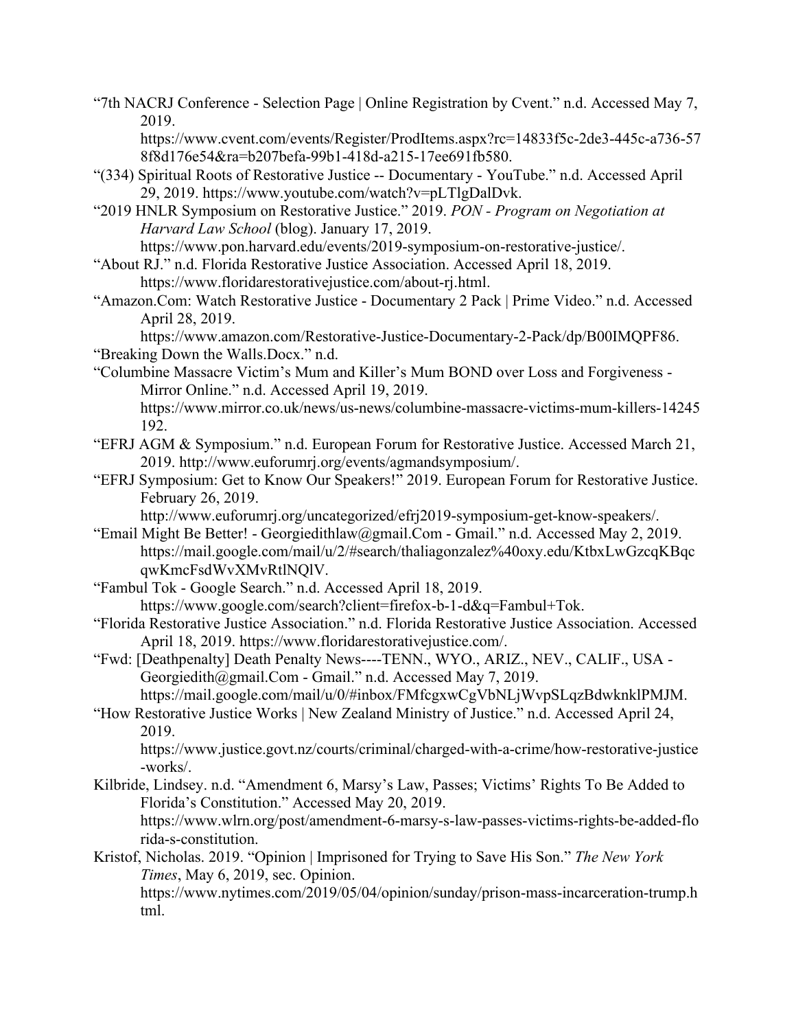"7th NACRJ Conference - Selection Page | Online Registration by Cvent." n.d. Accessed May 7, 2019. https://www.cvent.com/events/Register/ProdItems.aspx?rc=14833f5c-2de3-445c-a736-578f8d176e54&ra=b207befa-99b1-418d-a215-17ee691fb580.

"(334) Spiritual Roots of Restorative Justice -- Documentary - YouTube." n.d. Accessed April 29, 2019. https://www.youtube.com/watch?v=pLTlgDalDvk.

"2019 HNLR Symposium on Restorative Justice." 2019. *PON - Program on Negotiation at Harvard Law School* (blog). January 17, 2019. https://www.pon.harvard.edu/events/2019-symposium-on-restorative-justice/.

"About RJ." n.d. Florida Restorative Justice Association. Accessed April 18, 2019. https://www.floridarestorativejustice.com/about-rj.html.

"Amazon.Com: Watch Restorative Justice - Documentary 2 Pack | Prime Video." n.d. Accessed April 28, 2019. https://www.amazon.com/Restorative-Justice-Documentary-2-Pack/dp/B00IMQPF86.

"Breaking Down the Walls.Docx." n.d.

"Columbine Massacre Victim's Mum and Killer's Mum BOND over Loss and Forgiveness - Mirror Online." n.d. Accessed April 19, 2019. https://www.mirror.co.uk/news/us-news/columbine-massacre-victims-mum-killers-14245192.

"EFRJ AGM & Symposium." n.d. European Forum for Restorative Justice. Accessed March 21, 2019. http://www.euforumrj.org/events/agmandsymposium/.

"EFRJ Symposium: Get to Know Our Speakers!" 2019. European Forum for Restorative Justice. February 26, 2019. http://www.euforumrj.org/uncategorized/efrj2019-symposium-get-know-speakers/.

"Email Might Be Better! - Georgiedithlaw@gmail.Com - Gmail." n.d. Accessed May 2, 2019. https://mail.google.com/mail/u/2/#search/thaliagonzalez%40oxy.edu/KtbxLwGzcqKBqcqwKmcFsdWvXMvRtlNQlV.

"Fambul Tok - Google Search." n.d. Accessed April 18, 2019. https://www.google.com/search?client=firefox-b-1-d&q=Fambul+Tok.

"Florida Restorative Justice Association." n.d. Florida Restorative Justice Association. Accessed April 18, 2019. https://www.floridarestorativejustice.com/.

"Fwd: [Deathpenalty] Death Penalty News----TENN., WYO., ARIZ., NEV., CALIF., USA - Georgiedith@gmail.Com - Gmail." n.d. Accessed May 7, 2019. https://mail.google.com/mail/u/0/#inbox/FMfcgxwCgVbNLjWvpSLqzBdwknklPMJM.

"How Restorative Justice Works | New Zealand Ministry of Justice." n.d. Accessed April 24, 2019. https://www.justice.govt.nz/courts/criminal/charged-with-a-crime/how-restorative-justice-works/.

Kilbride, Lindsey. n.d. "Amendment 6, Marsy's Law, Passes; Victims' Rights To Be Added to Florida's Constitution." Accessed May 20, 2019. https://www.wlrn.org/post/amendment-6-marsy-s-law-passes-victims-rights-be-added-florida-s-constitution.

Kristof, Nicholas. 2019. "Opinion | Imprisoned for Trying to Save His Son." *The New York Times*, May 6, 2019, sec. Opinion. https://www.nytimes.com/2019/05/04/opinion/sunday/prison-mass-incarceration-trump.html.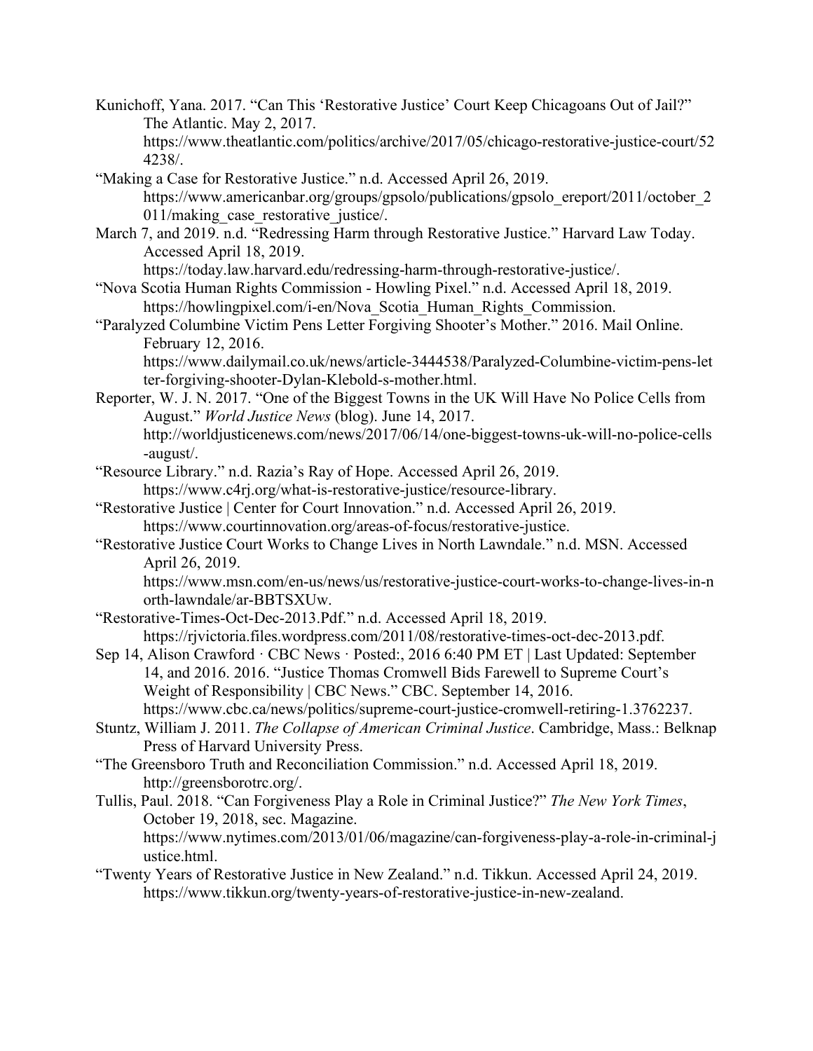Kunichoff, Yana. 2017. "Can This 'Restorative Justice' Court Keep Chicagoans Out of Jail?" The Atlantic. May 2, 2017. https://www.theatlantic.com/politics/archive/2017/05/chicago-restorative-justice-court/524238/.

"Making a Case for Restorative Justice." n.d. Accessed April 26, 2019. https://www.americanbar.org/groups/gpsolo/publications/gpsolo_ereport/2011/october_2011/making_case_restorative_justice/.

March 7, and 2019. n.d. "Redressing Harm through Restorative Justice." Harvard Law Today. Accessed April 18, 2019. https://today.law.harvard.edu/redressing-harm-through-restorative-justice/.

"Nova Scotia Human Rights Commission - Howling Pixel." n.d. Accessed April 18, 2019. https://howlingpixel.com/i-en/Nova_Scotia_Human_Rights_Commission.

"Paralyzed Columbine Victim Pens Letter Forgiving Shooter's Mother." 2016. Mail Online. February 12, 2016. https://www.dailymail.co.uk/news/article-3444538/Paralyzed-Columbine-victim-pens-letter-forgiving-shooter-Dylan-Klebold-s-mother.html.

Reporter, W. J. N. 2017. "One of the Biggest Towns in the UK Will Have No Police Cells from August." *World Justice News* (blog). June 14, 2017. http://worldjusticenews.com/news/2017/06/14/one-biggest-towns-uk-will-no-police-cells-august/.

"Resource Library." n.d. Razia's Ray of Hope. Accessed April 26, 2019. https://www.c4rj.org/what-is-restorative-justice/resource-library.

"Restorative Justice | Center for Court Innovation." n.d. Accessed April 26, 2019. https://www.courtinnovation.org/areas-of-focus/restorative-justice.

"Restorative Justice Court Works to Change Lives in North Lawndale." n.d. MSN. Accessed April 26, 2019. https://www.msn.com/en-us/news/us/restorative-justice-court-works-to-change-lives-in-north-lawndale/ar-BBTSXUw.

"Restorative-Times-Oct-Dec-2013.Pdf." n.d. Accessed April 18, 2019. https://rjvictoria.files.wordpress.com/2011/08/restorative-times-oct-dec-2013.pdf.

Sep 14, Alison Crawford · CBC News · Posted:, 2016 6:40 PM ET | Last Updated: September 14, and 2016. 2016. "Justice Thomas Cromwell Bids Farewell to Supreme Court's Weight of Responsibility | CBC News." CBC. September 14, 2016. https://www.cbc.ca/news/politics/supreme-court-justice-cromwell-retiring-1.3762237.

Stuntz, William J. 2011. *The Collapse of American Criminal Justice*. Cambridge, Mass.: Belknap Press of Harvard University Press.

"The Greensboro Truth and Reconciliation Commission." n.d. Accessed April 18, 2019. http://greensborotrc.org/.

Tullis, Paul. 2018. "Can Forgiveness Play a Role in Criminal Justice?" *The New York Times*, October 19, 2018, sec. Magazine. https://www.nytimes.com/2013/01/06/magazine/can-forgiveness-play-a-role-in-criminal-justice.html.

"Twenty Years of Restorative Justice in New Zealand." n.d. Tikkun. Accessed April 24, 2019. https://www.tikkun.org/twenty-years-of-restorative-justice-in-new-zealand.